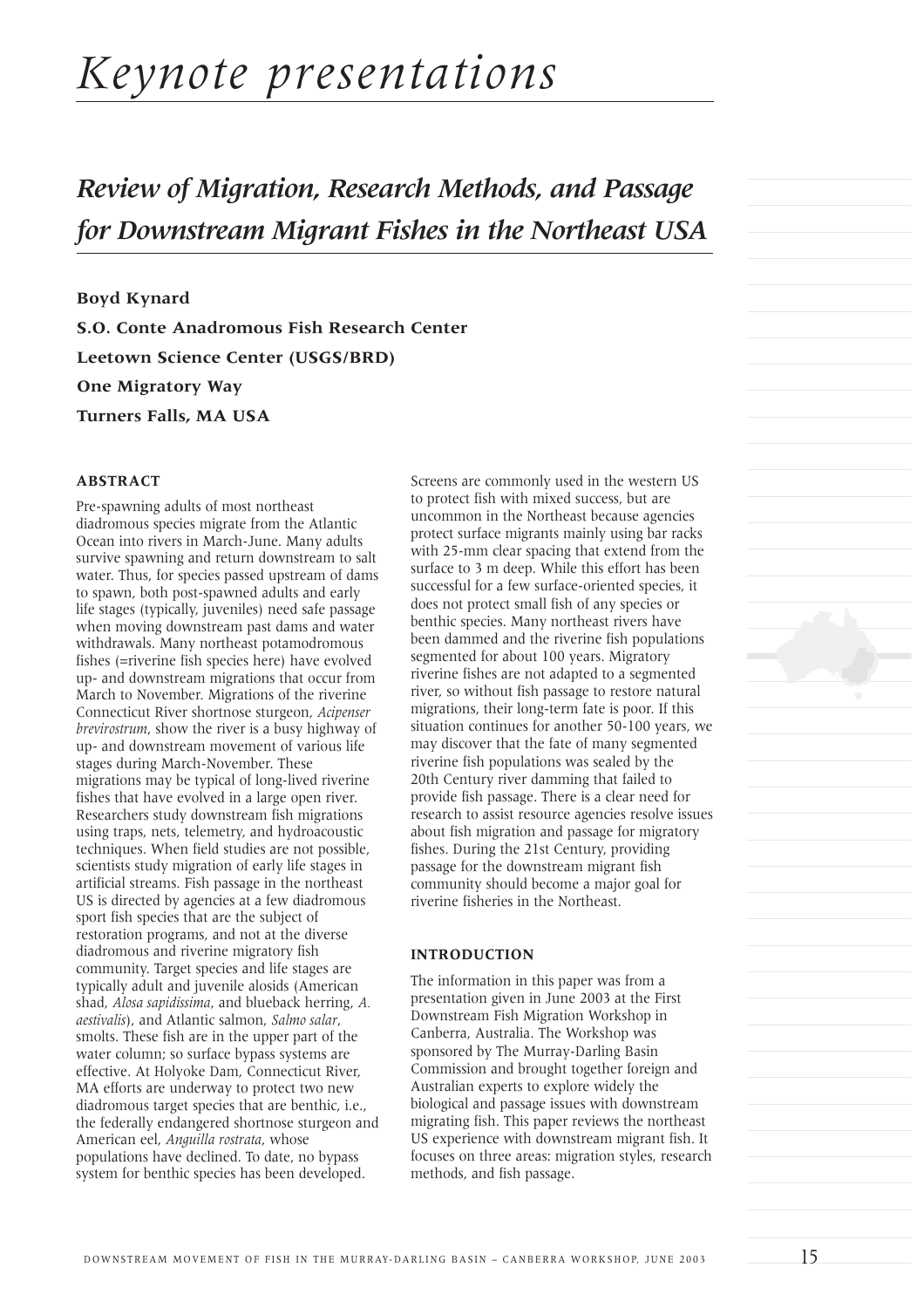# *Keynote presentations*

## *Review of Migration, Research Methods, and Passage for Downstream Migrant Fishes in the Northeast USA*

**Boyd Kynard**

**S.O. Conte Anadromous Fish Research Center**

**Leetown Science Center (USGS/BRD)**

**One Migratory Way**

**Turners Falls, MA USA**

### ABSTRACT

Pre-spawning adults of most northeast diadromous species migrate from the Atlantic Ocean into rivers in March-June. Many adults survive spawning and return downstream to salt water. Thus, for species passed upstream of dams to spawn, both post-spawned adults and early life stages (typically, juveniles) need safe passage when moving downstream past dams and water withdrawals. Many northeast potamodromous fishes (=riverine fish species here) have evolved up- and downstream migrations that occur from March to November. Migrations of the riverine Connecticut River shortnose sturgeon, *Acipenser brevirostrum*, show the river is a busy highway of up- and downstream movement of various life stages during March-November. These migrations may be typical of long-lived riverine fishes that have evolved in a large open river. Researchers study downstream fish migrations using traps, nets, telemetry, and hydroacoustic techniques. When field studies are not possible, scientists study migration of early life stages in artificial streams. Fish passage in the northeast US is directed by agencies at a few diadromous sport fish species that are the subject of restoration programs, and not at the diverse diadromous and riverine migratory fish community. Target species and life stages are typically adult and juvenile alosids (American shad, *Alosa sapidissima*, and blueback herring, *A. aestivalis*), and Atlantic salmon, *Salmo salar*, smolts. These fish are in the upper part of the water column; so surface bypass systems are effective. At Holyoke Dam, Connecticut River, MA efforts are underway to protect two new diadromous target species that are benthic, i.e., the federally endangered shortnose sturgeon and American eel, *Anguilla rostrata*, whose populations have declined. To date, no bypass system for benthic species has been developed. Screens are commonly used in the western US to protect fish with mixed success, but are uncommon in the Northeast because agencies protect surface migrants mainly using bar racks with 25-mm clear spacing that extend from the surface to 3 m deep. While this effort has been successful for a few surface-oriented species, it does not protect small fish of any species or benthic species. Many northeast rivers have been dammed and the riverine fish populations segmented for about 100 years. Migratory riverine fishes are not adapted to a segmented river, so without fish passage to restore natural migrations, their long-term fate is poor. If this situation continues for another 50-100 years, we may discover that the fate of many segmented riverine fish populations was sealed by the 20th Century river damming that failed to provide fish passage. There is a clear need for research to assist resource agencies resolve issues about fish migration and passage for migratory fishes. During the 21st Century, providing passage for the downstream migrant fish community should become a major goal for riverine fisheries in the Northeast.

### INTRODUCTION

The information in this paper was from a presentation given in June 2003 at the First Downstream Fish Migration Workshop in Canberra, Australia. The Workshop was sponsored by The Murray-Darling Basin Commission and brought together foreign and Australian experts to explore widely the biological and passage issues with downstream migrating fish. This paper reviews the northeast US experience with downstream migrant fish. It focuses on three areas: migration styles, research methods, and fish passage.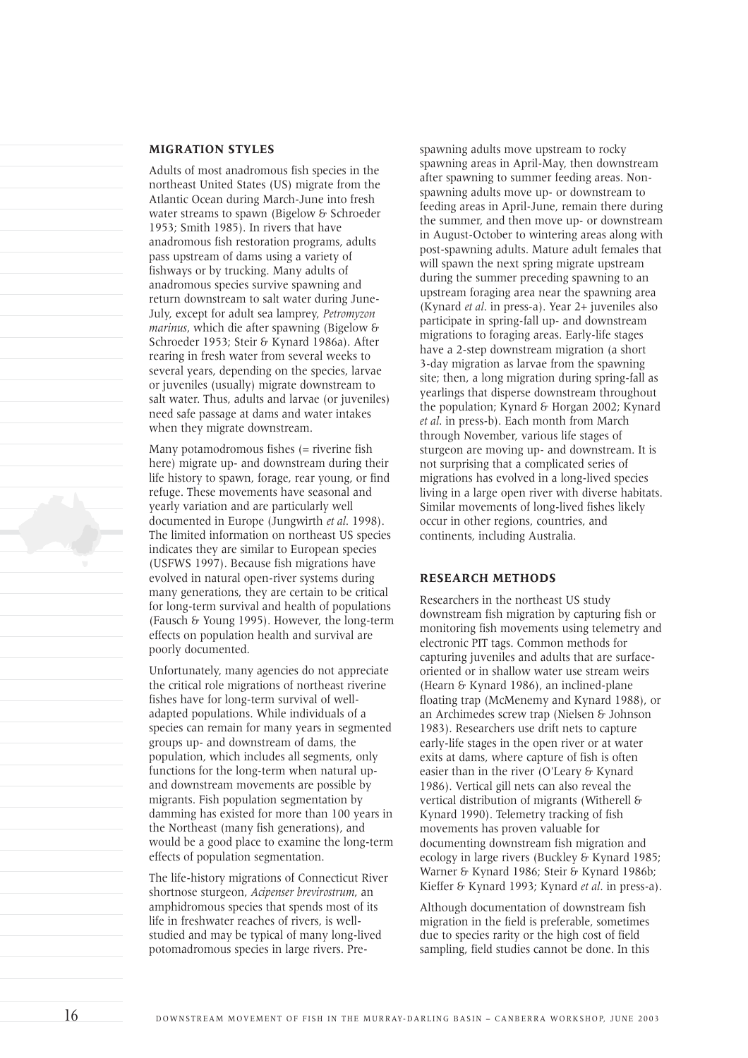## MIGRATION STYLES

Adults of most anadromous fish species in the northeast United States (US) migrate from the Atlantic Ocean during March-June into fresh water streams to spawn (Bigelow & Schroeder 1953; Smith 1985). In rivers that have anadromous fish restoration programs, adults pass upstream of dams using a variety of fishways or by trucking. Many adults of anadromous species survive spawning and return downstream to salt water during June-July, except for adult sea lamprey, *Petromyzon marinus*, which die after spawning (Bigelow & Schroeder 1953; Steir & Kynard 1986a). After rearing in fresh water from several weeks to several years, depending on the species, larvae or juveniles (usually) migrate downstream to salt water. Thus, adults and larvae (or juveniles) need safe passage at dams and water intakes when they migrate downstream.

Many potamodromous fishes (= riverine fish here) migrate up- and downstream during their life history to spawn, forage, rear young, or find refuge. These movements have seasonal and yearly variation and are particularly well documented in Europe (Jungwirth *et al.* 1998). The limited information on northeast US species indicates they are similar to European species (USFWS 1997). Because fish migrations have evolved in natural open-river systems during many generations, they are certain to be critical for long-term survival and health of populations (Fausch & Young 1995). However, the long-term effects on population health and survival are poorly documented.

Unfortunately, many agencies do not appreciate the critical role migrations of northeast riverine fishes have for long-term survival of well-adapted populations. While individuals of a species can remain for many years in segmented groups up- and downstream of dams, the population, which includes all segments, only functions for the long-term when natural up- and downstream movements are possible by migrants. Fish population segmentation by damming has existed for more than 100 years in the Northeast (many fish generations), and would be a good place to examine the long-term effects of population segmentation.

The life-history migrations of Connecticut River shortnose sturgeon, *Acipenser brevirostrum*, an amphidromous species that spends most of its life in freshwater reaches of rivers, is well-studied and may be typical of many long-lived potamadromous species in large rivers. Pre-spawning adults move upstream to rocky spawning areas in April-May, then downstream after spawning to summer feeding areas. Non-spawning adults move up- or downstream to feeding areas in April-June, remain there during the summer, and then move up- or downstream in August-October to wintering areas along with post-spawning adults. Mature adult females that will spawn the next spring migrate upstream during the summer preceding spawning to an upstream foraging area near the spawning area (Kynard *et al.* in press-a). Year 2+ juveniles also participate in spring-fall up- and downstream migrations to foraging areas. Early-life stages have a 2-step downstream migration (a short 3-day migration as larvae from the spawning site; then, a long migration during spring-fall as yearlings that disperse downstream throughout the population; Kynard & Horgan 2002; Kynard *et al.* in press-b). Each month from March through November, various life stages of sturgeon are moving up- and downstream. It is not surprising that a complicated series of migrations has evolved in a long-lived species living in a large open river with diverse habitats. Similar movements of long-lived fishes likely occur in other regions, countries, and continents, including Australia.

## RESEARCH METHODS

Researchers in the northeast US study downstream fish migration by capturing fish or monitoring fish movements using telemetry and electronic PIT tags. Common methods for capturing juveniles and adults that are surface-oriented or in shallow water use stream weirs (Hearn & Kynard 1986), an inclined-plane floating trap (McMenemy and Kynard 1988), or an Archimedes screw trap (Nielsen & Johnson 1983). Researchers use drift nets to capture early-life stages in the open river or at water exits at dams, where capture of fish is often easier than in the river (O'Leary & Kynard 1986). Vertical gill nets can also reveal the vertical distribution of migrants (Witherell & Kynard 1990). Telemetry tracking of fish movements has proven valuable for documenting downstream fish migration and ecology in large rivers (Buckley & Kynard 1985; Warner & Kynard 1986; Steir & Kynard 1986b; Kieffer & Kynard 1993; Kynard *et al.* in press-a).

Although documentation of downstream fish migration in the field is preferable, sometimes due to species rarity or the high cost of field sampling, field studies cannot be done. In this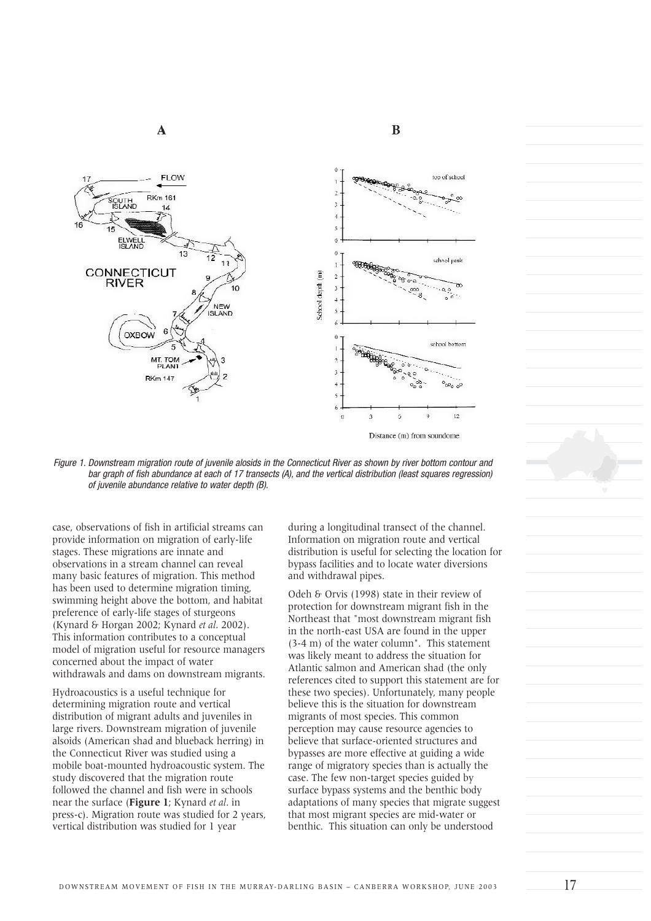Figure 1. Downstream migration route of juvenile alosids in the Connecticut River as shown by river bottom contour and bar graph of fish abundance at each of 17 transects (A), and the vertical distribution (least squares regression) of juvenile abundance relative to water depth (B).

case, observations of fish in artificial streams can provide information on migration of early-life stages. These migrations are innate and observations in a stream channel can reveal many basic features of migration. This method has been used to determine migration timing, swimming height above the bottom, and habitat preference of early-life stages of sturgeons (Kynard & Horgan 2002; Kynard *et al.* 2002). This information contributes to a conceptual model of migration useful for resource managers concerned about the impact of water withdrawals and dams on downstream migrants.

Hydroacoustics is a useful technique for determining migration route and vertical distribution of migrant adults and juveniles in large rivers. Downstream migration of juvenile alsoids (American shad and blueback herring) in the Connecticut River was studied using a mobile boat-mounted hydroacoustic system. The study discovered that the migration route followed the channel and fish were in schools near the surface (**Figure 1**; Kynard *et al*. in press-c). Migration route was studied for 2 years, vertical distribution was studied for 1 year during a longitudinal transect of the channel. Information on migration route and vertical distribution is useful for selecting the location for bypass facilities and to locate water diversions and withdrawal pipes.

Odeh & Orvis (1998) state in their review of protection for downstream migrant fish in the Northeast that "most downstream migrant fish in the north-east USA are found in the upper (3-4 m) of the water column". This statement was likely meant to address the situation for Atlantic salmon and American shad (the only references cited to support this statement are for these two species). Unfortunately, many people believe this is the situation for downstream migrants of most species. This common perception may cause resource agencies to believe that surface-oriented structures and bypasses are more effective at guiding a wide range of migratory species than is actually the case. The few non-target species guided by surface bypass systems and the benthic body adaptations of many species that migrate suggest that most migrant species are mid-water or benthic. This situation can only be understood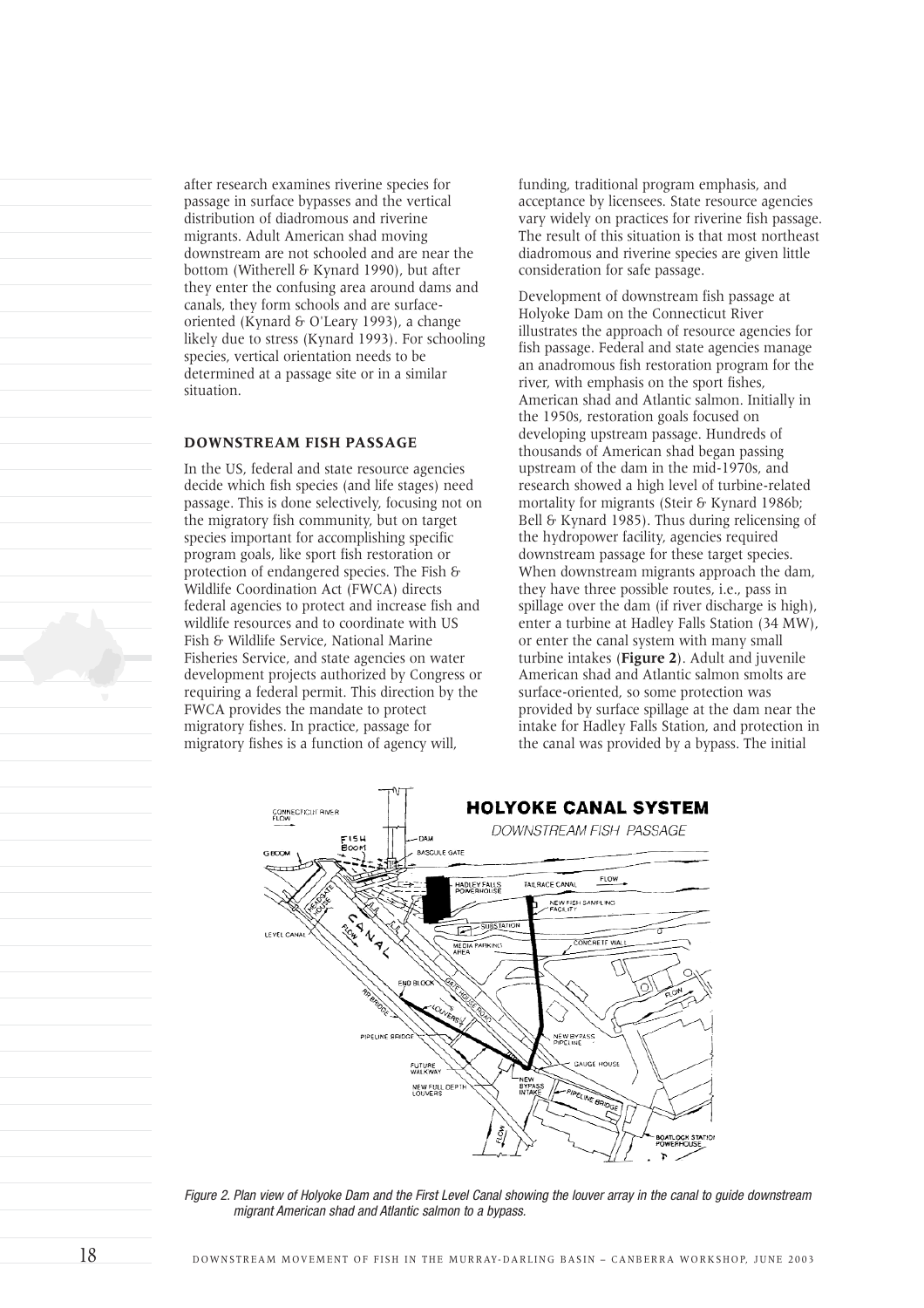after research examines riverine species for passage in surface bypasses and the vertical distribution of diadromous and riverine migrants. Adult American shad moving downstream are not schooled and are near the bottom (Witherell & Kynard 1990), but after they enter the confusing area around dams and canals, they form schools and are surface-oriented (Kynard & O'Leary 1993), a change likely due to stress (Kynard 1993). For schooling species, vertical orientation needs to be determined at a passage site or in a similar situation.

## DOWNSTREAM FISH PASSAGE

In the US, federal and state resource agencies decide which fish species (and life stages) need passage. This is done selectively, focusing not on the migratory fish community, but on target species important for accomplishing specific program goals, like sport fish restoration or protection of endangered species. The Fish & Wildlife Coordination Act (FWCA) directs federal agencies to protect and increase fish and wildlife resources and to coordinate with US Fish & Wildlife Service, National Marine Fisheries Service, and state agencies on water development projects authorized by Congress or requiring a federal permit. This direction by the FWCA provides the mandate to protect migratory fishes. In practice, passage for migratory fishes is a function of agency will, funding, traditional program emphasis, and acceptance by licensees. State resource agencies vary widely on practices for riverine fish passage. The result of this situation is that most northeast diadromous and riverine species are given little consideration for safe passage.

Development of downstream fish passage at Holyoke Dam on the Connecticut River illustrates the approach of resource agencies for fish passage. Federal and state agencies manage an anadromous fish restoration program for the river, with emphasis on the sport fishes, American shad and Atlantic salmon. Initially in the 1950s, restoration goals focused on developing upstream passage. Hundreds of thousands of American shad began passing upstream of the dam in the mid-1970s, and research showed a high level of turbine-related mortality for migrants (Steir & Kynard 1986b; Bell & Kynard 1985). Thus during relicensing of the hydropower facility, agencies required downstream passage for these target species. When downstream migrants approach the dam, they have three possible routes, i.e., pass in spillage over the dam (if river discharge is high), enter a turbine at Hadley Falls Station (34 MW), or enter the canal system with many small turbine intakes (**Figure 2**). Adult and juvenile American shad and Atlantic salmon smolts are surface-oriented, so some protection was provided by surface spillage at the dam near the intake for Hadley Falls Station, and protection in the canal was provided by a bypass. The initial

*Figure 2. Plan view of Holyoke Dam and the First Level Canal showing the louver array in the canal to guide downstream migrant American shad and Atlantic salmon to a bypass.*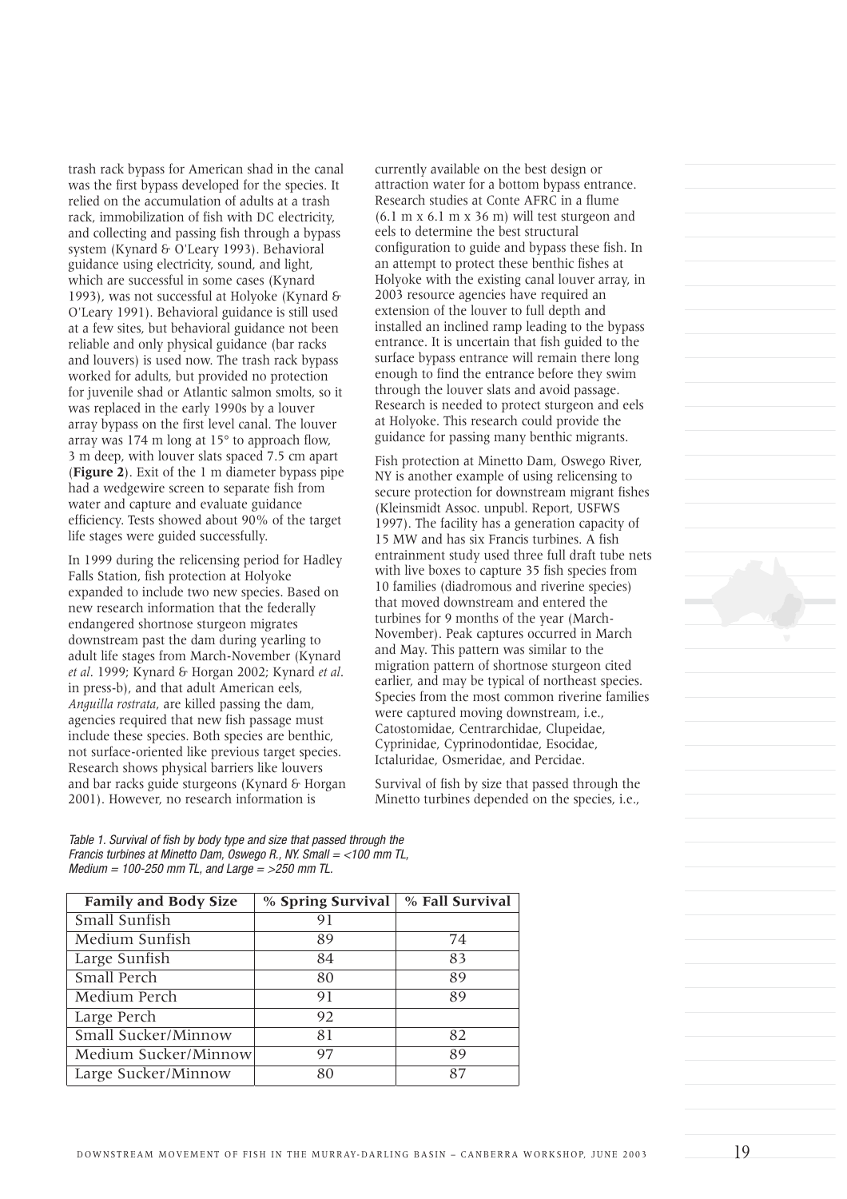trash rack bypass for American shad in the canal was the first bypass developed for the species. It relied on the accumulation of adults at a trash rack, immobilization of fish with DC electricity, and collecting and passing fish through a bypass system (Kynard & O'Leary 1993). Behavioral guidance using electricity, sound, and light, which are successful in some cases (Kynard 1993), was not successful at Holyoke (Kynard & O'Leary 1991). Behavioral guidance is still used at a few sites, but behavioral guidance not been reliable and only physical guidance (bar racks and louvers) is used now. The trash rack bypass worked for adults, but provided no protection for juvenile shad or Atlantic salmon smolts, so it was replaced in the early 1990s by a louver array bypass on the first level canal. The louver array was 174 m long at 15° to approach flow, 3 m deep, with louver slats spaced 7.5 cm apart (**Figure 2**). Exit of the 1 m diameter bypass pipe had a wedgewire screen to separate fish from water and capture and evaluate guidance efficiency. Tests showed about 90% of the target life stages were guided successfully.

In 1999 during the relicensing period for Hadley Falls Station, fish protection at Holyoke expanded to include two new species. Based on new research information that the federally endangered shortnose sturgeon migrates downstream past the dam during yearling to adult life stages from March-November (Kynard *et al*. 1999; Kynard & Horgan 2002; Kynard *et al*. in press-b), and that adult American eels, *Anguilla rostrata*, are killed passing the dam, agencies required that new fish passage must include these species. Both species are benthic, not surface-oriented like previous target species. Research shows physical barriers like louvers and bar racks guide sturgeons (Kynard & Horgan 2001). However, no research information is currently available on the best design or attraction water for a bottom bypass entrance. Research studies at Conte AFRC in a flume (6.1 m x 6.1 m x 36 m) will test sturgeon and eels to determine the best structural configuration to guide and bypass these fish. In an attempt to protect these benthic fishes at Holyoke with the existing canal louver array, in 2003 resource agencies have required an extension of the louver to full depth and installed an inclined ramp leading to the bypass entrance. It is uncertain that fish guided to the surface bypass entrance will remain there long enough to find the entrance before they swim through the louver slats and avoid passage. Research is needed to protect sturgeon and eels at Holyoke. This research could provide the guidance for passing many benthic migrants.

Fish protection at Minetto Dam, Oswego River, NY is another example of using relicensing to secure protection for downstream migrant fishes (Kleinsmidt Assoc. unpubl. Report, USFWS 1997). The facility has a generation capacity of 15 MW and has six Francis turbines. A fish entrainment study used three full draft tube nets with live boxes to capture 35 fish species from 10 families (diadromous and riverine species) that moved downstream and entered the turbines for 9 months of the year (March-November). Peak captures occurred in March and May. This pattern was similar to the migration pattern of shortnose sturgeon cited earlier, and may be typical of northeast species. Species from the most common riverine families were captured moving downstream, i.e., Catostomidae, Centrarchidae, Clupeidae, Cyprinidae, Cyprinodontidae, Esocidae, Ictaluridae, Osmeridae, and Percidae.

Survival of fish by size that passed through the Minetto turbines depended on the species, i.e.,

*Table 1. Survival of fish by body type and size that passed through the Francis turbines at Minetto Dam, Oswego R., NY. Small = <100 mm TL, Medium = 100-250 mm TL, and Large = >250 mm TL.*

| Family and Body Size | % Spring Survival | % Fall Survival |
|---|---|---|
| Small Sunfish | 91 | |
| Medium Sunfish | 89 | 74 |
| Large Sunfish | 84 | 83 |
| Small Perch | 80 | 89 |
| Medium Perch | 91 | 89 |
| Large Perch | 92 | |
| Small Sucker/Minnow | 81 | 82 |
| Medium Sucker/Minnow | 97 | 89 |
| Large Sucker/Minnow | 80 | 87 |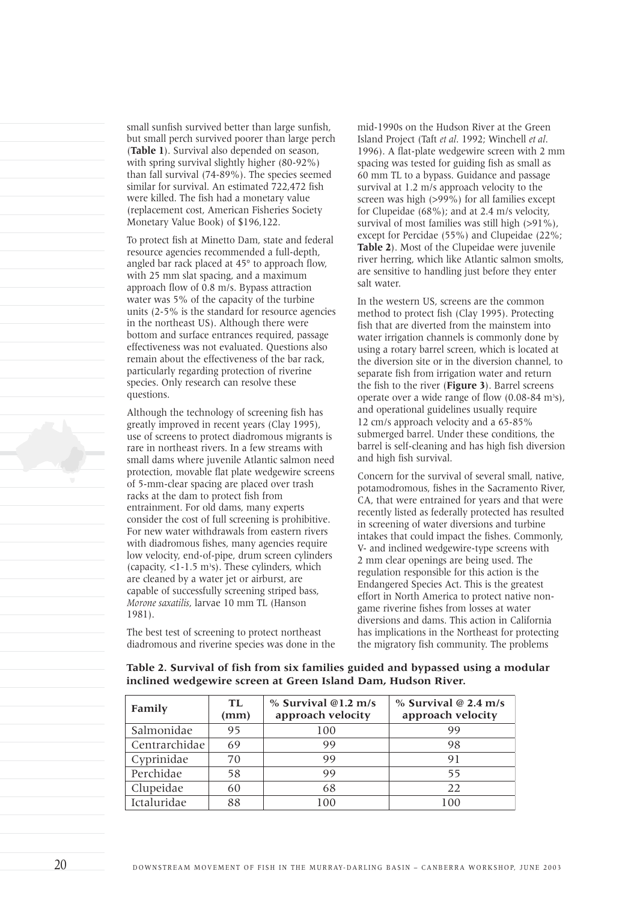small sunfish survived better than large sunfish, but small perch survived poorer than large perch (**Table 1**). Survival also depended on season, with spring survival slightly higher (80-92%) than fall survival (74-89%). The species seemed similar for survival. An estimated 722,472 fish were killed. The fish had a monetary value (replacement cost, American Fisheries Society Monetary Value Book) of $196,122.

To protect fish at Minetto Dam, state and federal resource agencies recommended a full-depth, angled bar rack placed at 45° to approach flow, with 25 mm slat spacing, and a maximum approach flow of 0.8 m/s. Bypass attraction water was 5% of the capacity of the turbine units (2-5% is the standard for resource agencies in the northeast US). Although there were bottom and surface entrances required, passage effectiveness was not evaluated. Questions also remain about the effectiveness of the bar rack, particularly regarding protection of riverine species. Only research can resolve these questions.

Although the technology of screening fish has greatly improved in recent years (Clay 1995), use of screens to protect diadromous migrants is rare in northeast rivers. In a few streams with small dams where juvenile Atlantic salmon need protection, movable flat plate wedgewire screens of 5-mm-clear spacing are placed over trash racks at the dam to protect fish from entrainment. For old dams, many experts consider the cost of full screening is prohibitive. For new water withdrawals from eastern rivers with diadromous fishes, many agencies require low velocity, end-of-pipe, drum screen cylinders (capacity, <1-1.5 m$^3$s). These cylinders, which are cleaned by a water jet or airburst, are capable of successfully screening striped bass, *Morone saxatilis*, larvae 10 mm TL (Hanson 1981).

The best test of screening to protect northeast diadromous and riverine species was done in the mid-1990s on the Hudson River at the Green Island Project (Taft *et al*. 1992; Winchell *et al*. 1996). A flat-plate wedgewire screen with 2 mm spacing was tested for guiding fish as small as 60 mm TL to a bypass. Guidance and passage survival at 1.2 m/s approach velocity to the screen was high (>99%) for all families except for Clupeidae (68%); and at 2.4 m/s velocity, survival of most families was still high (>91%), except for Percidae (55%) and Clupeidae (22%; **Table 2**). Most of the Clupeidae were juvenile river herring, which like Atlantic salmon smolts, are sensitive to handling just before they enter salt water.

In the western US, screens are the common method to protect fish (Clay 1995). Protecting fish that are diverted from the mainstem into water irrigation channels is commonly done by using a rotary barrel screen, which is located at the diversion site or in the diversion channel, to separate fish from irrigation water and return the fish to the river (**Figure 3**). Barrel screens operate over a wide range of flow (0.08-84 m$^3$s), and operational guidelines usually require 12 cm/s approach velocity and a 65-85% submerged barrel. Under these conditions, the barrel is self-cleaning and has high fish diversion and high fish survival.

Concern for the survival of several small, native, potamodromous, fishes in the Sacramento River, CA, that were entrained for years and that were recently listed as federally protected has resulted in screening of water diversions and turbine intakes that could impact the fishes. Commonly, V- and inclined wedgewire-type screens with 2 mm clear openings are being used. The regulation responsible for this action is the Endangered Species Act. This is the greatest effort in North America to protect native non-game riverine fishes from losses at water diversions and dams. This action in California has implications in the Northeast for protecting the migratory fish community. The problems

**Table 2. Survival of fish from six families guided and bypassed using a modular inclined wedgewire screen at Green Island Dam, Hudson River.**

| Family | TL (mm) | % Survival @1.2 m/s approach velocity | % Survival @ 2.4 m/s approach velocity |
|---|---|---|---|
| Salmonidae | 95 | 100 | 99 |
| Centrarchidae | 69 | 99 | 98 |
| Cyprinidae | 70 | 99 | 91 |
| Perchidae | 58 | 99 | 55 |
| Clupeidae | 60 | 68 | 22 |
| Ictaluridae | 88 | 100 | 100 |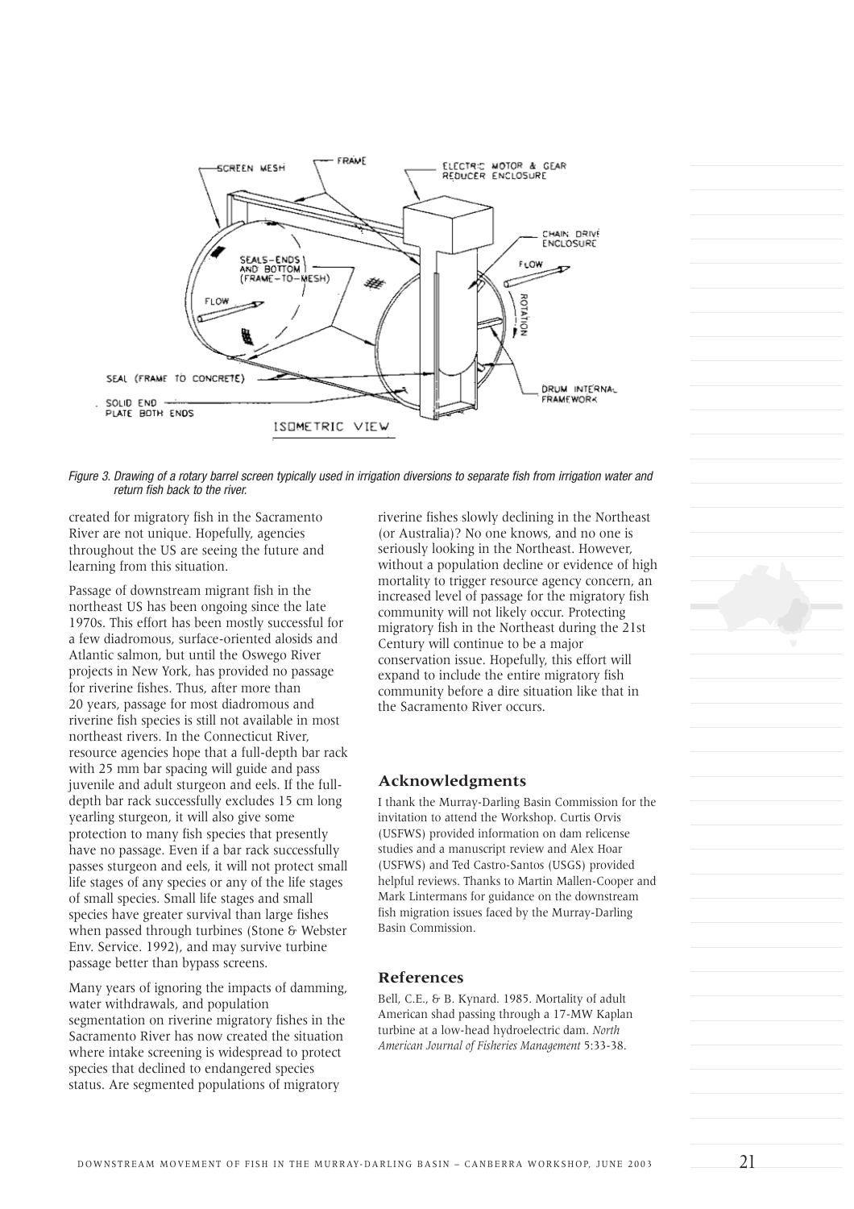Figure 3. Drawing of a rotary barrel screen typically used in irrigation diversions to separate fish from irrigation water and return fish back to the river.

created for migratory fish in the Sacramento River are not unique. Hopefully, agencies throughout the US are seeing the future and learning from this situation.

Passage of downstream migrant fish in the northeast US has been ongoing since the late 1970s. This effort has been mostly successful for a few diadromous, surface-oriented alosids and Atlantic salmon, but until the Oswego River projects in New York, has provided no passage for riverine fishes. Thus, after more than 20 years, passage for most diadromous and riverine fish species is still not available in most northeast rivers. In the Connecticut River, resource agencies hope that a full-depth bar rack with 25 mm bar spacing will guide and pass juvenile and adult sturgeon and eels. If the full-depth bar rack successfully excludes 15 cm long yearling sturgeon, it will also give some protection to many fish species that presently have no passage. Even if a bar rack successfully passes sturgeon and eels, it will not protect small life stages of any species or any of the life stages of small species. Small life stages and small species have greater survival than large fishes when passed through turbines (Stone & Webster Env. Service. 1992), and may survive turbine passage better than bypass screens.

Many years of ignoring the impacts of damming, water withdrawals, and population segmentation on riverine migratory fishes in the Sacramento River has now created the situation where intake screening is widespread to protect species that declined to endangered species status. Are segmented populations of migratory riverine fishes slowly declining in the Northeast (or Australia)? No one knows, and no one is seriously looking in the Northeast. However, without a population decline or evidence of high mortality to trigger resource agency concern, an increased level of passage for the migratory fish community will not likely occur. Protecting migratory fish in the Northeast during the 21st Century will continue to be a major conservation issue. Hopefully, this effort will expand to include the entire migratory fish community before a dire situation like that in the Sacramento River occurs.

## Acknowledgments

I thank the Murray-Darling Basin Commission for the invitation to attend the Workshop. Curtis Orvis (USFWS) provided information on dam relicense studies and a manuscript review and Alex Hoar (USFWS) and Ted Castro-Santos (USGS) provided helpful reviews. Thanks to Martin Mallen-Cooper and Mark Lintermans for guidance on the downstream fish migration issues faced by the Murray-Darling Basin Commission.

## References

Bell, C.E., & B. Kynard. 1985. Mortality of adult American shad passing through a 17-MW Kaplan turbine at a low-head hydroelectric dam. *North American Journal of Fisheries Management* 5:33-38.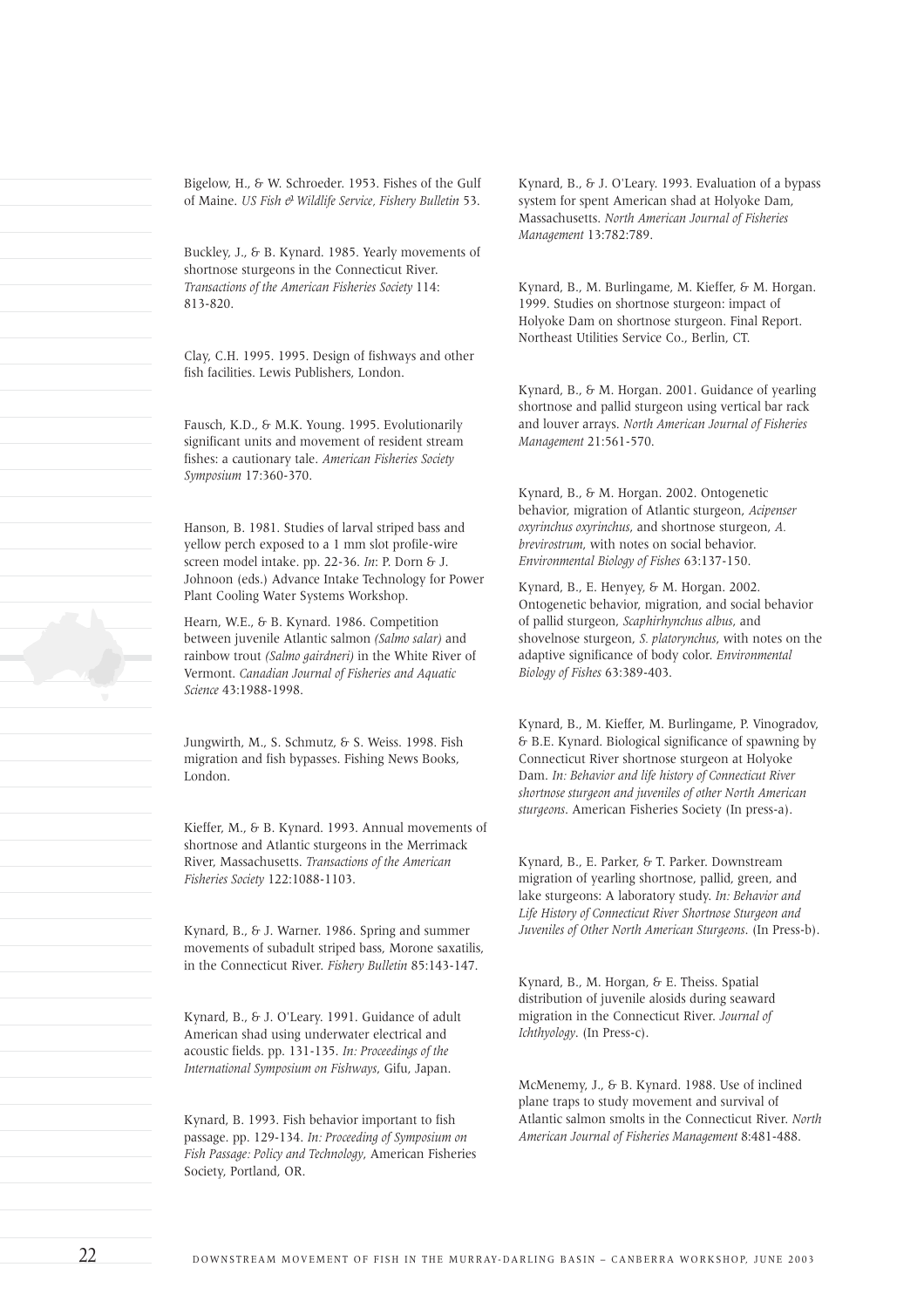Bigelow, H., & W. Schroeder. 1953. Fishes of the Gulf of Maine. *US Fish & Wildlife Service, Fishery Bulletin* 53.

Buckley, J., & B. Kynard. 1985. Yearly movements of shortnose sturgeons in the Connecticut River. *Transactions of the American Fisheries Society* 114: 813-820.

Clay, C.H. 1995. 1995. Design of fishways and other fish facilities. Lewis Publishers, London.

Fausch, K.D., & M.K. Young. 1995. Evolutionarily significant units and movement of resident stream fishes: a cautionary tale. *American Fisheries Society Symposium* 17:360-370.

Hanson, B. 1981. Studies of larval striped bass and yellow perch exposed to a 1 mm slot profile-wire screen model intake. pp. 22-36. *In*: P. Dorn & J. Johnoon (eds.) Advance Intake Technology for Power Plant Cooling Water Systems Workshop.

Hearn, W.E., & B. Kynard. 1986. Competition between juvenile Atlantic salmon *(Salmo salar)* and rainbow trout *(Salmo gairdneri)* in the White River of Vermont. *Canadian Journal of Fisheries and Aquatic Science* 43:1988-1998.

Jungwirth, M., S. Schmutz, & S. Weiss. 1998. Fish migration and fish bypasses. Fishing News Books, London.

Kieffer, M., & B. Kynard. 1993. Annual movements of shortnose and Atlantic sturgeons in the Merrimack River, Massachusetts. *Transactions of the American Fisheries Society* 122:1088-1103.

Kynard, B., & J. Warner. 1986. Spring and summer movements of subadult striped bass, Morone saxatilis, in the Connecticut River. *Fishery Bulletin* 85:143-147.

Kynard, B., & J. O'Leary. 1991. Guidance of adult American shad using underwater electrical and acoustic fields. pp. 131-135. *In: Proceedings of the International Symposium on Fishways*, Gifu, Japan.

Kynard, B. 1993. Fish behavior important to fish passage. pp. 129-134. *In: Proceeding of Symposium on Fish Passage: Policy and Technology*, American Fisheries Society, Portland, OR.

Kynard, B., & J. O'Leary. 1993. Evaluation of a bypass system for spent American shad at Holyoke Dam, Massachusetts. *North American Journal of Fisheries Management* 13:782:789.

Kynard, B., M. Burlingame, M. Kieffer, & M. Horgan. 1999. Studies on shortnose sturgeon: impact of Holyoke Dam on shortnose sturgeon. Final Report. Northeast Utilities Service Co., Berlin, CT.

Kynard, B., & M. Horgan. 2001. Guidance of yearling shortnose and pallid sturgeon using vertical bar rack and louver arrays. *North American Journal of Fisheries Management* 21:561-570.

Kynard, B., & M. Horgan. 2002. Ontogenetic behavior, migration of Atlantic sturgeon, *Acipenser oxyrinchus oxyrinchus*, and shortnose sturgeon, *A. brevirostrum*, with notes on social behavior. *Environmental Biology of Fishes* 63:137-150.

Kynard, B., E. Henyey, & M. Horgan. 2002. Ontogenetic behavior, migration, and social behavior of pallid sturgeon, *Scaphirhynchus albus*, and shovelnose sturgeon, *S. platorynchus*, with notes on the adaptive significance of body color. *Environmental Biology of Fishes* 63:389-403.

Kynard, B., M. Kieffer, M. Burlingame, P. Vinogradov, & B.E. Kynard. Biological significance of spawning by Connecticut River shortnose sturgeon at Holyoke Dam. *In: Behavior and life history of Connecticut River shortnose sturgeon and juveniles of other North American sturgeons*. American Fisheries Society (In press-a).

Kynard, B., E. Parker, & T. Parker. Downstream migration of yearling shortnose, pallid, green, and lake sturgeons: A laboratory study. *In: Behavior and Life History of Connecticut River Shortnose Sturgeon and Juveniles of Other North American Sturgeons*. (In Press-b).

Kynard, B., M. Horgan, & E. Theiss. Spatial distribution of juvenile alosids during seaward migration in the Connecticut River. *Journal of Ichthyology*. (In Press-c).

McMenemy, J., & B. Kynard. 1988. Use of inclined plane traps to study movement and survival of Atlantic salmon smolts in the Connecticut River. *North American Journal of Fisheries Management* 8:481-488.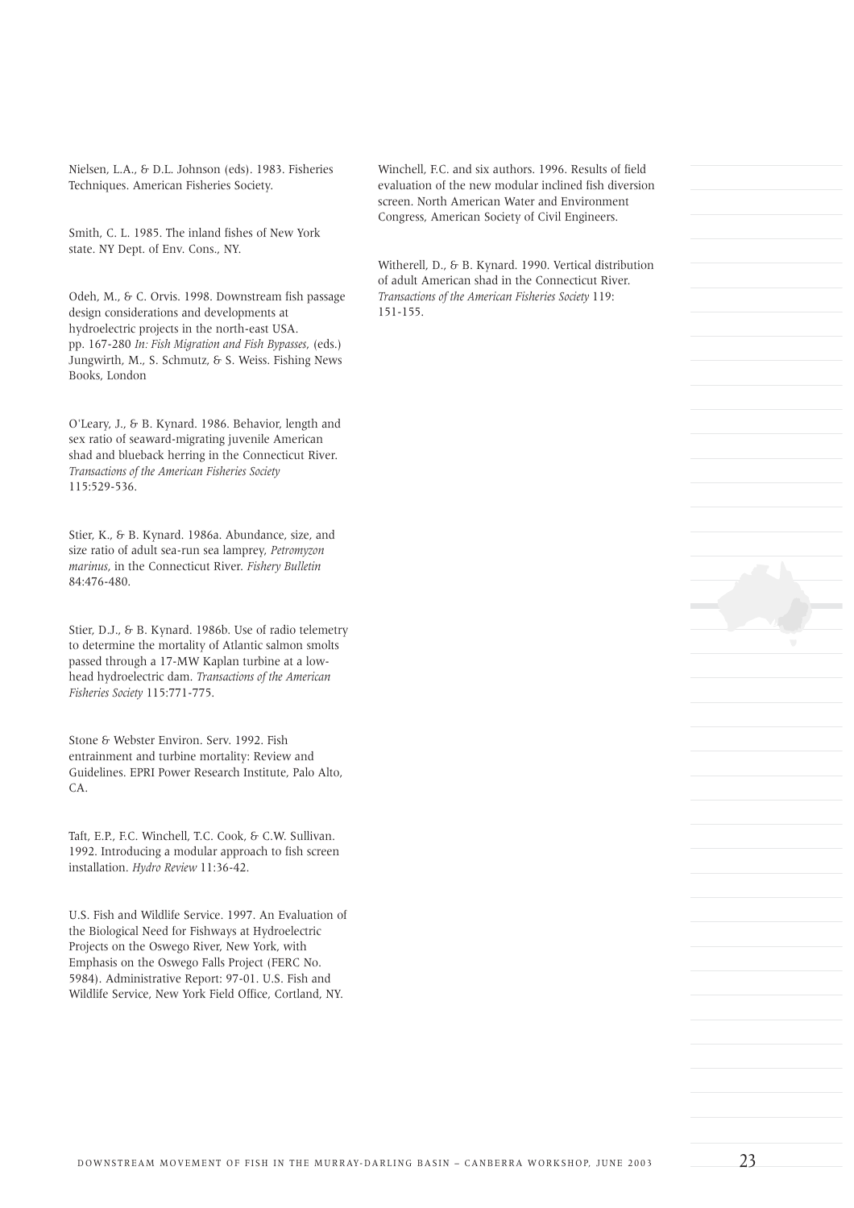Nielsen, L.A., & D.L. Johnson (eds). 1983. Fisheries Techniques. American Fisheries Society.

Smith, C. L. 1985. The inland fishes of New York state. NY Dept. of Env. Cons., NY.

Odeh, M., & C. Orvis. 1998. Downstream fish passage design considerations and developments at hydroelectric projects in the north-east USA. pp. 167-280 *In: Fish Migration and Fish Bypasses*, (eds.) Jungwirth, M., S. Schmutz, & S. Weiss. Fishing News Books, London

O'Leary, J., & B. Kynard. 1986. Behavior, length and sex ratio of seaward-migrating juvenile American shad and blueback herring in the Connecticut River. *Transactions of the American Fisheries Society* 115:529-536.

Stier, K., & B. Kynard. 1986a. Abundance, size, and size ratio of adult sea-run sea lamprey, *Petromyzon marinus*, in the Connecticut River. *Fishery Bulletin* 84:476-480.

Stier, D.J., & B. Kynard. 1986b. Use of radio telemetry to determine the mortality of Atlantic salmon smolts passed through a 17-MW Kaplan turbine at a low-head hydroelectric dam. *Transactions of the American Fisheries Society* 115:771-775.

Stone & Webster Environ. Serv. 1992. Fish entrainment and turbine mortality: Review and Guidelines. EPRI Power Research Institute, Palo Alto, CA.

Taft, E.P., F.C. Winchell, T.C. Cook, & C.W. Sullivan. 1992. Introducing a modular approach to fish screen installation. *Hydro Review* 11:36-42.

U.S. Fish and Wildlife Service. 1997. An Evaluation of the Biological Need for Fishways at Hydroelectric Projects on the Oswego River, New York, with Emphasis on the Oswego Falls Project (FERC No. 5984). Administrative Report: 97-01. U.S. Fish and Wildlife Service, New York Field Office, Cortland, NY.

Winchell, F.C. and six authors. 1996. Results of field evaluation of the new modular inclined fish diversion screen. North American Water and Environment Congress, American Society of Civil Engineers.

Witherell, D., & B. Kynard. 1990. Vertical distribution of adult American shad in the Connecticut River. *Transactions of the American Fisheries Society* 119: 151-155.